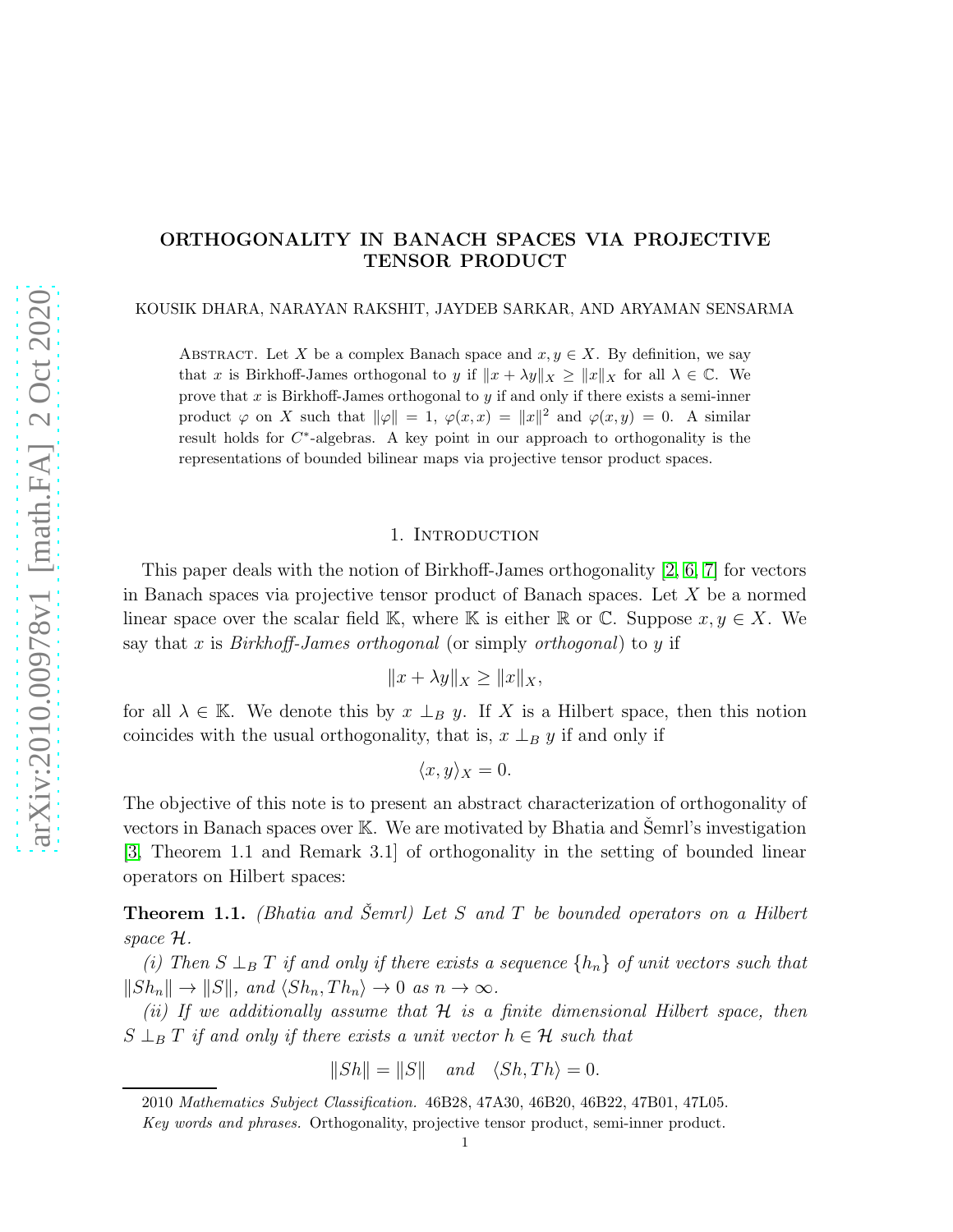# ORTHOGONALITY IN BANACH SPACES VIA PROJECTIVE TENSOR PRODUCT

KOUSIK DHARA, NARAYAN RAKSHIT, JAYDEB SARKAR, AND ARYAMAN SENSARMA

ABSTRACT. Let $X$ be a complex Banach space and $x, y \in X$. By definition, we say that $x$ is Birkhoff-James orthogonal to $y$ if $\|x + \lambda y\|_X \geq \|x\|_X$ for all $\lambda \in \mathbb{C}$. We prove that $x$ is Birkhoff-James orthogonal to $y$ if and only if there exists a semi-inner product $\varphi$ on $X$ such that $\|\varphi\| = 1$, $\varphi(x, x) = \|x\|^2$ and $\varphi(x, y) = 0$. A similar result holds for $C^*$-algebras. A key point in our approach to orthogonality is the representations of bounded bilinear maps via projective tensor product spaces.

## 1. Introduction

This paper deals with the notion of Birkhoff-James orthogonality [2, 6, 7] for vectors in Banach spaces via projective tensor product of Banach spaces. Let $X$ be a normed linear space over the scalar field $\mathbb{K}$, where $\mathbb{K}$ is either $\mathbb{R}$ or $\mathbb{C}$. Suppose $x, y \in X$. We say that $x$ is *Birkhoff-James orthogonal* (or simply *orthogonal*) to $y$ if

$$\|x + \lambda y\|_X \geq \|x\|_X,$$

for all $\lambda \in \mathbb{K}$. We denote this by $x \perp_B y$. If $X$ is a Hilbert space, then this notion coincides with the usual orthogonality, that is, $x \perp_B y$ if and only if

$$\langle x, y \rangle_X = 0.$$

The objective of this note is to present an abstract characterization of orthogonality of vectors in Banach spaces over $\mathbb{K}$. We are motivated by Bhatia and Šemrl's investigation [3, Theorem 1.1 and Remark 3.1] of orthogonality in the setting of bounded linear operators on Hilbert spaces:

**Theorem 1.1.** *(Bhatia and Šemrl) Let $S$ and $T$ be bounded operators on a Hilbert space $\mathcal{H}$.*

*(i) Then $S \perp_B T$ if and only if there exists a sequence $\{h_n\}$ of unit vectors such that $\|Sh_n\| \to \|S\|$, and $\langle Sh_n, Th_n \rangle \to 0$ as $n \to \infty$.*

*(ii) If we additionally assume that $\mathcal{H}$ is a finite dimensional Hilbert space, then $S \perp_B T$ if and only if there exists a unit vector $h \in \mathcal{H}$ such that*

$$\|Sh\| = \|S\| \quad \text{and} \quad \langle Sh, Th \rangle = 0.$$

---

2010 *Mathematics Subject Classification.* 46B28, 47A30, 46B20, 46B22, 47B01, 47L05.

*Key words and phrases.* Orthogonality, projective tensor product, semi-inner product.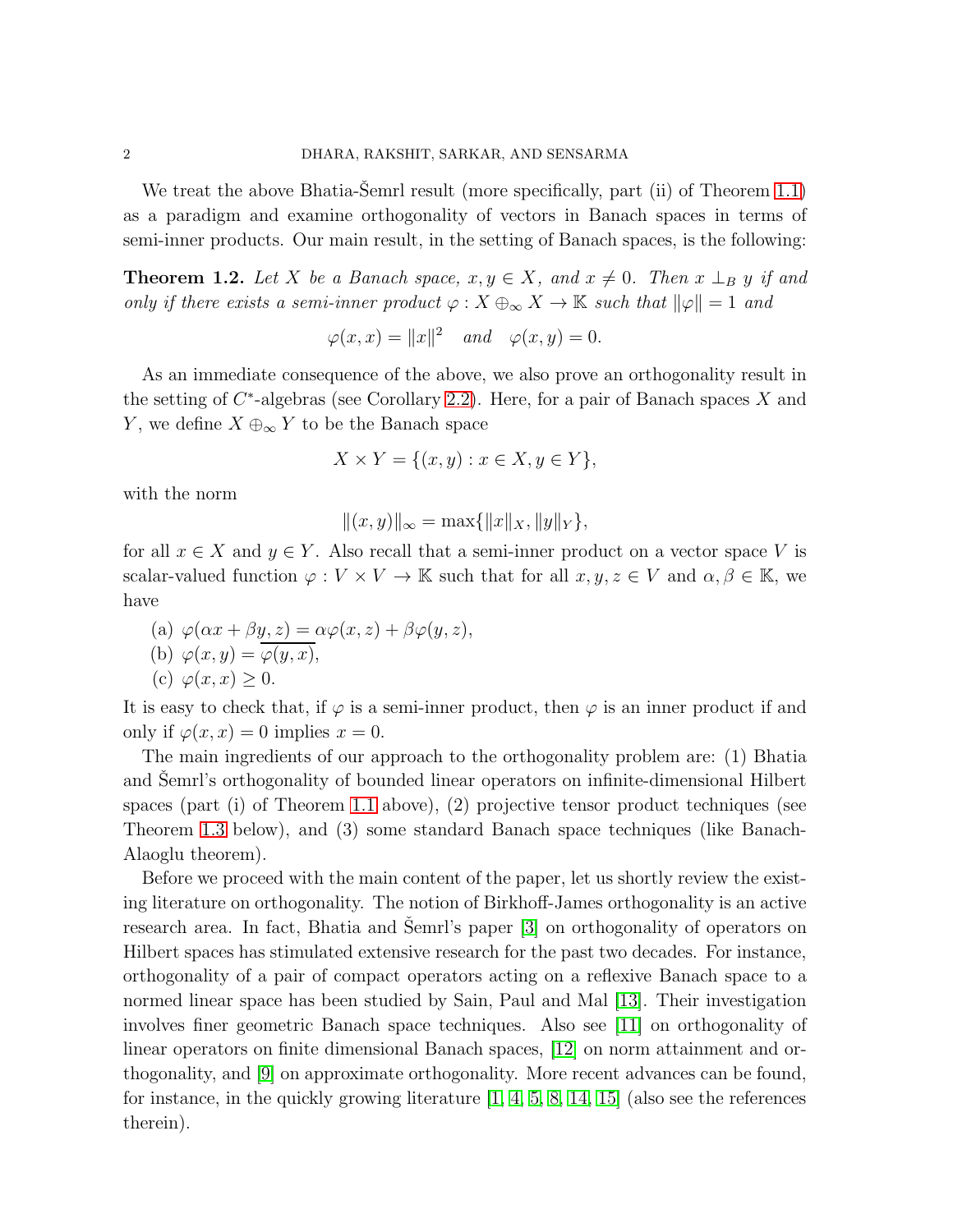We treat the above Bhatia-Šemrl result (more specifically, part (ii) of Theorem 1.1) as a paradigm and examine orthogonality of vectors in Banach spaces in terms of semi-inner products. Our main result, in the setting of Banach spaces, is the following:

**Theorem 1.2.** *Let $X$ be a Banach space, $x, y \in X$, and $x \neq 0$. Then $x \perp_B y$ if and only if there exists a semi-inner product $\varphi : X \oplus_\infty X \to \mathbb{K}$ such that $\|\varphi\| = 1$ and*

$$\varphi(x, x) = \|x\|^2 \quad \text{and} \quad \varphi(x, y) = 0.$$

As an immediate consequence of the above, we also prove an orthogonality result in the setting of $C^*$-algebras (see Corollary 2.2). Here, for a pair of Banach spaces $X$ and $Y$, we define $X \oplus_\infty Y$ to be the Banach space

$$X \times Y = \{(x, y) : x \in X, y \in Y\},$$

with the norm

$$\|(x, y)\|_\infty = \max\{\|x\|_X, \|y\|_Y\},$$

for all $x \in X$ and $y \in Y$. Also recall that a semi-inner product on a vector space $V$ is scalar-valued function $\varphi : V \times V \to \mathbb{K}$ such that for all $x, y, z \in V$ and $\alpha, \beta \in \mathbb{K}$, we have

(a) $\varphi(\alpha x + \beta y, z) = \alpha\varphi(x, z) + \beta\varphi(y, z)$,
(b) $\varphi(x, y) = \overline{\varphi(y, x)}$,
(c) $\varphi(x, x) \geq 0$.

It is easy to check that, if $\varphi$ is a semi-inner product, then $\varphi$ is an inner product if and only if $\varphi(x, x) = 0$ implies $x = 0$.

The main ingredients of our approach to the orthogonality problem are: (1) Bhatia and Šemrl's orthogonality of bounded linear operators on infinite-dimensional Hilbert spaces (part (i) of Theorem 1.1 above), (2) projective tensor product techniques (see Theorem 1.3 below), and (3) some standard Banach space techniques (like Banach-Alaoglu theorem).

Before we proceed with the main content of the paper, let us shortly review the existing literature on orthogonality. The notion of Birkhoff-James orthogonality is an active research area. In fact, Bhatia and Šemrl's paper [3] on orthogonality of operators on Hilbert spaces has stimulated extensive research for the past two decades. For instance, orthogonality of a pair of compact operators acting on a reflexive Banach space to a normed linear space has been studied by Sain, Paul and Mal [13]. Their investigation involves finer geometric Banach space techniques. Also see [11] on orthogonality of linear operators on finite dimensional Banach spaces, [12] on norm attainment and orthogonality, and [9] on approximate orthogonality. More recent advances can be found, for instance, in the quickly growing literature [1, 4, 5, 8, 14, 15] (also see the references therein).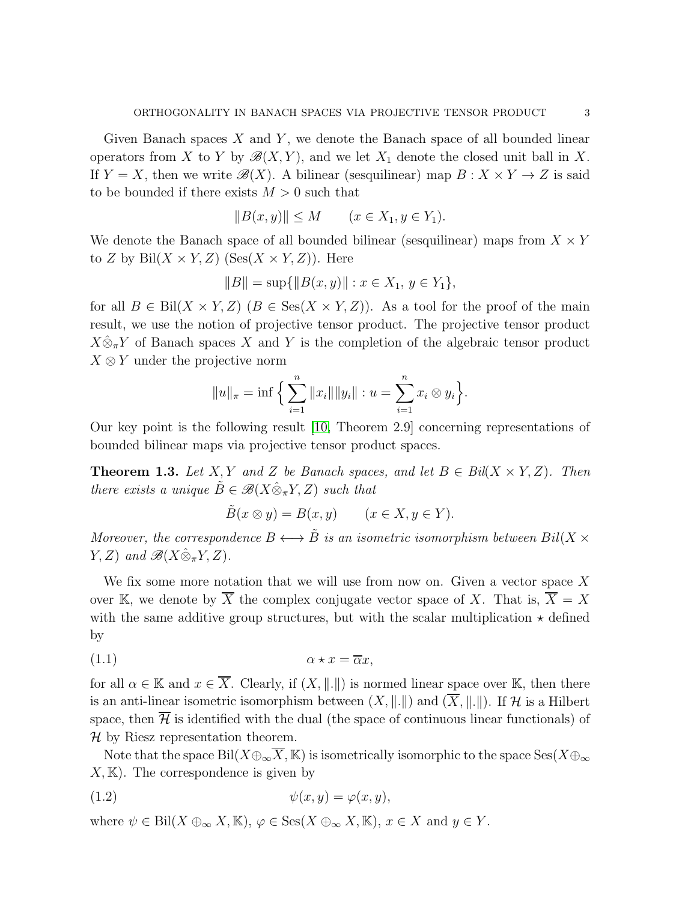Given Banach spaces $X$ and $Y$, we denote the Banach space of all bounded linear operators from $X$ to $Y$ by $\mathscr{B}(X, Y)$, and we let $X_1$ denote the closed unit ball in $X$. If $Y = X$, then we write $\mathscr{B}(X)$. A bilinear (sesquilinear) map $B : X \times Y \to Z$ is said to be bounded if there exists $M > 0$ such that

$$\|B(x, y)\| \leq M \qquad (x \in X_1, y \in Y_1).$$

We denote the Banach space of all bounded bilinear (sesquilinear) maps from $X \times Y$ to $Z$ by $\mathrm{Bil}(X \times Y, Z)$ ($\mathrm{Ses}(X \times Y, Z)$). Here

$$\|B\| = \sup\{\|B(x, y)\| : x \in X_1,\ y \in Y_1\},$$

for all $B \in \mathrm{Bil}(X \times Y, Z)$ ($B \in \mathrm{Ses}(X \times Y, Z)$). As a tool for the proof of the main result, we use the notion of projective tensor product. The projective tensor product $X \hat{\otimes}_\pi Y$ of Banach spaces $X$ and $Y$ is the completion of the algebraic tensor product $X \otimes Y$ under the projective norm

$$\|u\|_\pi = \inf \Big\{ \sum_{i=1}^{n} \|x_i\| \|y_i\| : u = \sum_{i=1}^{n} x_i \otimes y_i \Big\}.$$

Our key point is the following result [10, Theorem 2.9] concerning representations of bounded bilinear maps via projective tensor product spaces.

**Theorem 1.3.** *Let $X, Y$ and $Z$ be Banach spaces, and let $B \in Bil(X \times Y, Z)$. Then there exists a unique $\tilde{B} \in \mathscr{B}(X \hat{\otimes}_\pi Y, Z)$ such that*

$$\tilde{B}(x \otimes y) = B(x, y) \qquad (x \in X, y \in Y).$$

*Moreover, the correspondence $B \longleftrightarrow \tilde{B}$ is an isometric isomorphism between $Bil(X \times Y, Z)$ and $\mathscr{B}(X \hat{\otimes}_\pi Y, Z)$.*

We fix some more notation that we will use from now on. Given a vector space $X$ over $\mathbb{K}$, we denote by $\overline{X}$ the complex conjugate vector space of $X$. That is, $\overline{X} = X$ with the same additive group structures, but with the scalar multiplication $\star$ defined by

$$\alpha \star x = \overline{\alpha} x, \tag{1.1}$$

for all $\alpha \in \mathbb{K}$ and $x \in \overline{X}$. Clearly, if $(X, \|.\|)$ is normed linear space over $\mathbb{K}$, then there is an anti-linear isometric isomorphism between $(X, \|.\|)$ and $(\overline{X}, \|.\|)$. If $\mathcal{H}$ is a Hilbert space, then $\overline{\mathcal{H}}$ is identified with the dual (the space of continuous linear functionals) of $\mathcal{H}$ by Riesz representation theorem.

Note that the space $\mathrm{Bil}(X \oplus_\infty \overline{X}, \mathbb{K})$ is isometrically isomorphic to the space $\mathrm{Ses}(X \oplus_\infty X, \mathbb{K})$. The correspondence is given by

$$\psi(x, y) = \varphi(x, y), \tag{1.2}$$

where $\psi \in \mathrm{Bil}(X \oplus_\infty X, \mathbb{K})$, $\varphi \in \mathrm{Ses}(X \oplus_\infty X, \mathbb{K})$, $x \in X$ and $y \in Y$.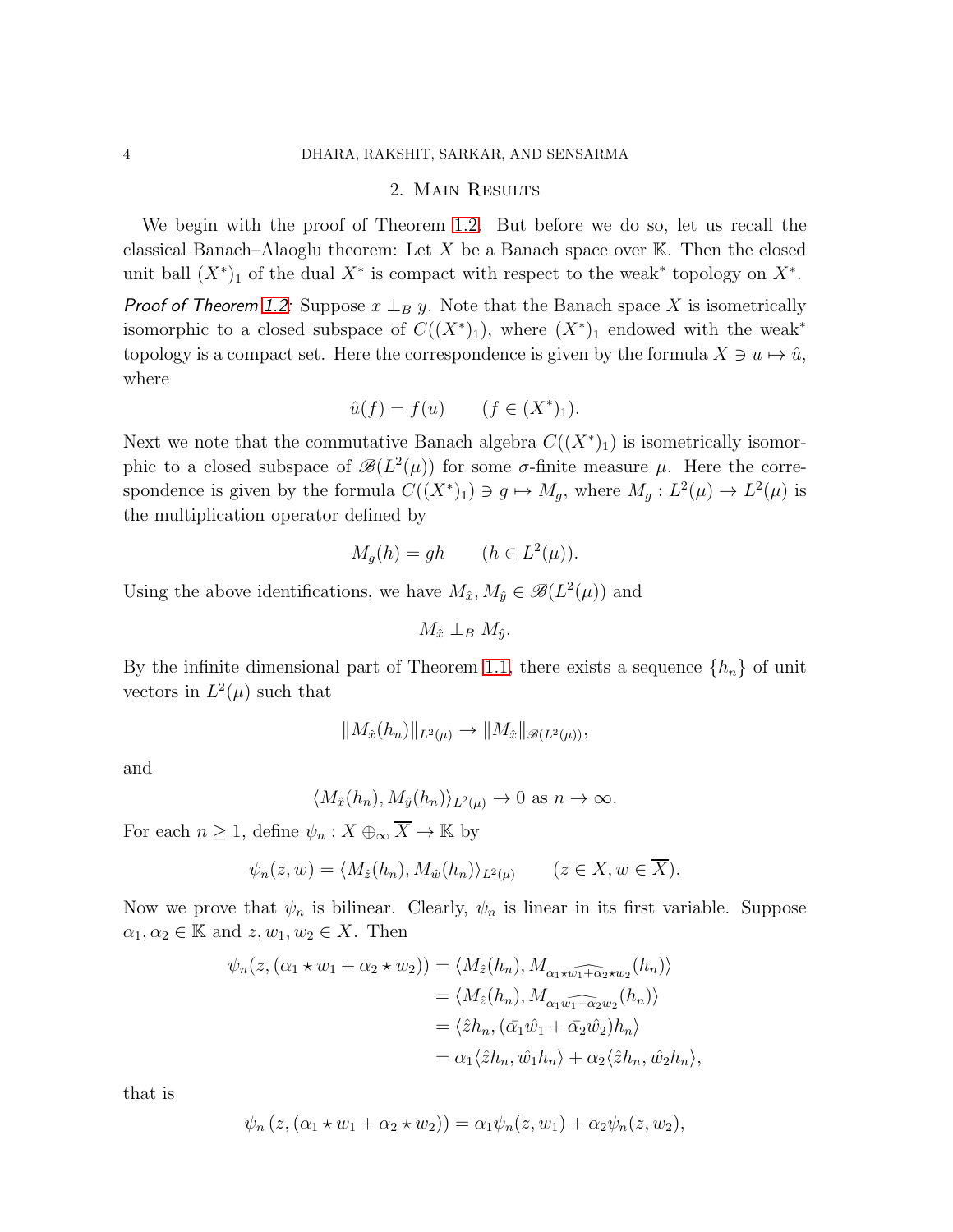## 2. Main Results

We begin with the proof of Theorem 1.2. But before we do so, let us recall the classical Banach–Alaoglu theorem: Let $X$ be a Banach space over $\mathbb{K}$. Then the closed unit ball $(X^*)_1$ of the dual $X^*$ is compact with respect to the weak$^*$ topology on $X^*$.

*Proof of Theorem 1.2*: Suppose $x \perp_B y$. Note that the Banach space $X$ is isometrically isomorphic to a closed subspace of $C((X^*)_1)$, where $(X^*)_1$ endowed with the weak$^*$ topology is a compact set. Here the correspondence is given by the formula $X \ni u \mapsto \hat{u}$, where

$$\hat{u}(f) = f(u) \qquad (f \in (X^*)_1).$$

Next we note that the commutative Banach algebra $C((X^*)_1)$ is isometrically isomorphic to a closed subspace of $\mathscr{B}(L^2(\mu))$ for some $\sigma$-finite measure $\mu$. Here the correspondence is given by the formula $C((X^*)_1) \ni g \mapsto M_g$, where $M_g : L^2(\mu) \to L^2(\mu)$ is the multiplication operator defined by

$$M_g(h) = gh \qquad (h \in L^2(\mu)).$$

Using the above identifications, we have $M_{\hat{x}}, M_{\hat{y}} \in \mathscr{B}(L^2(\mu))$ and

$$M_{\hat{x}} \perp_B M_{\hat{y}}.$$

By the infinite dimensional part of Theorem 1.1, there exists a sequence $\{h_n\}$ of unit vectors in $L^2(\mu)$ such that

$$\|M_{\hat{x}}(h_n)\|_{L^2(\mu)} \to \|M_{\hat{x}}\|_{\mathscr{B}(L^2(\mu))},$$

and

$$\langle M_{\hat{x}}(h_n), M_{\hat{y}}(h_n)\rangle_{L^2(\mu)} \to 0 \text{ as } n \to \infty.$$

For each $n \geq 1$, define $\psi_n : X \oplus_\infty \overline{X} \to \mathbb{K}$ by

$$\psi_n(z, w) = \langle M_{\hat{z}}(h_n), M_{\hat{w}}(h_n)\rangle_{L^2(\mu)} \qquad (z \in X, w \in \overline{X}).$$

Now we prove that $\psi_n$ is bilinear. Clearly, $\psi_n$ is linear in its first variable. Suppose $\alpha_1, \alpha_2 \in \mathbb{K}$ and $z, w_1, w_2 \in X$. Then

$$\begin{aligned}
\psi_n(z, (\alpha_1 \star w_1 + \alpha_2 \star w_2)) &= \langle M_{\hat{z}}(h_n), M_{\widehat{\alpha_1 \star w_1 + \alpha_2 \star w_2}}(h_n)\rangle \\
&= \langle M_{\hat{z}}(h_n), M_{\widehat{\bar{\alpha}_1 w_1 + \bar{\alpha}_2 w_2}}(h_n)\rangle \\
&= \langle \hat{z} h_n, (\bar{\alpha}_1 \hat{w}_1 + \bar{\alpha}_2 \hat{w}_2) h_n\rangle \\
&= \alpha_1 \langle \hat{z} h_n, \hat{w}_1 h_n\rangle + \alpha_2 \langle \hat{z} h_n, \hat{w}_2 h_n\rangle,
\end{aligned}$$

that is

$$\psi_n(z, (\alpha_1 \star w_1 + \alpha_2 \star w_2)) = \alpha_1 \psi_n(z, w_1) + \alpha_2 \psi_n(z, w_2),$$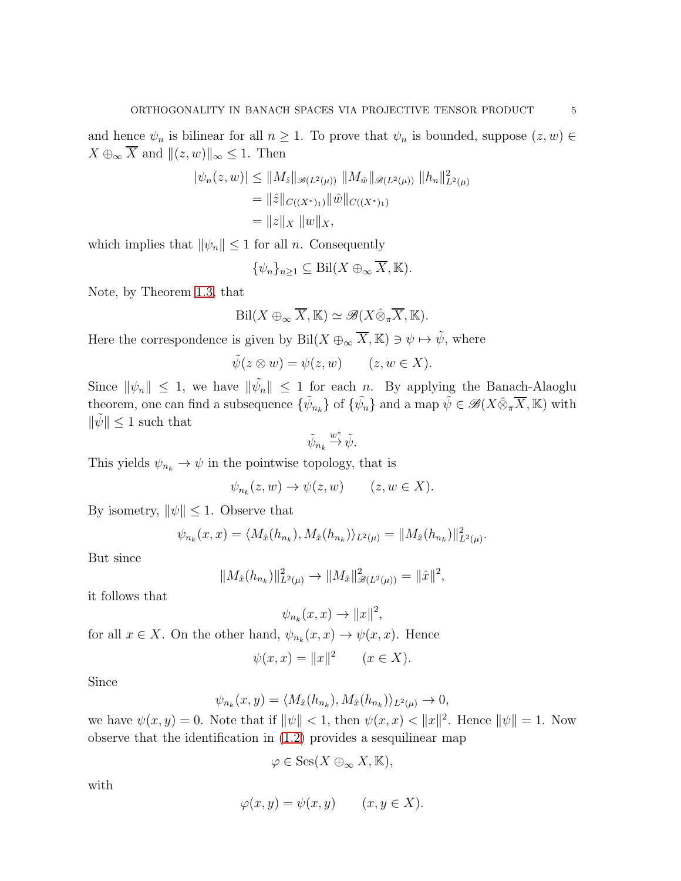and hence $\psi_n$ is bilinear for all $n \geq 1$. To prove that $\psi_n$ is bounded, suppose $(z, w) \in X \oplus_\infty \overline{X}$ and $\|(z, w)\|_\infty \leq 1$. Then

$$
\begin{aligned}
|\psi_n(z, w)| &\leq \|M_{\hat{z}}\|_{\mathscr{B}(L^2(\mu))} \, \|M_{\hat{w}}\|_{\mathscr{B}(L^2(\mu))} \, \|h_n\|^2_{L^2(\mu)} \\
&= \|\hat{z}\|_{C((X^*)_1)} \|\hat{w}\|_{C((X^*)_1)} \\
&= \|z\|_X \, \|w\|_X,
\end{aligned}
$$

which implies that $\|\psi_n\| \leq 1$ for all $n$. Consequently

$$
\{\psi_n\}_{n \geq 1} \subseteq \mathrm{Bil}(X \oplus_\infty \overline{X}, \mathbb{K}).
$$

Note, by Theorem 1.3, that

$$
\mathrm{Bil}(X \oplus_\infty \overline{X}, \mathbb{K}) \simeq \mathscr{B}(X \hat{\otimes}_\pi \overline{X}, \mathbb{K}).
$$

Here the correspondence is given by $\mathrm{Bil}(X \oplus_\infty \overline{X}, \mathbb{K}) \ni \psi \mapsto \tilde{\psi}$, where

$$
\tilde{\psi}(z \otimes w) = \psi(z, w) \qquad (z, w \in X).
$$

Since $\|\psi_n\| \leq 1$, we have $\|\tilde{\psi_n}\| \leq 1$ for each $n$. By applying the Banach-Alaoglu theorem, one can find a subsequence $\{\tilde{\psi}_{n_k}\}$ of $\{\tilde{\psi_n}\}$ and a map $\tilde{\psi} \in \mathscr{B}(X \hat{\otimes}_\pi \overline{X}, \mathbb{K})$ with $\|\tilde{\psi}\| \leq 1$ such that

$$
\tilde{\psi}_{n_k} \xrightarrow{w^*} \tilde{\psi}.
$$

This yields $\psi_{n_k} \to \psi$ in the pointwise topology, that is

$$
\psi_{n_k}(z, w) \to \psi(z, w) \qquad (z, w \in X).
$$

By isometry, $\|\psi\| \leq 1$. Observe that

$$
\psi_{n_k}(x, x) = \langle M_{\hat{x}}(h_{n_k}), M_{\hat{x}}(h_{n_k}) \rangle_{L^2(\mu)} = \|M_{\hat{x}}(h_{n_k})\|^2_{L^2(\mu)}.
$$

But since

$$
\|M_{\hat{x}}(h_{n_k})\|^2_{L^2(\mu)} \to \|M_{\hat{x}}\|^2_{\mathscr{B}(L^2(\mu))} = \|\hat{x}\|^2,
$$

it follows that

$$
\psi_{n_k}(x, x) \to \|x\|^2,
$$

for all $x \in X$. On the other hand, $\psi_{n_k}(x, x) \to \psi(x, x)$. Hence

$$
\psi(x, x) = \|x\|^2 \qquad (x \in X).
$$

Since

$$
\psi_{n_k}(x, y) = \langle M_{\hat{x}}(h_{n_k}), M_{\hat{x}}(h_{n_k}) \rangle_{L^2(\mu)} \to 0,
$$

we have $\psi(x, y) = 0$. Note that if $\|\psi\| < 1$, then $\psi(x, x) < \|x\|^2$. Hence $\|\psi\| = 1$. Now observe that the identification in (1.2) provides a sesquilinear map

$$
\varphi \in \mathrm{Ses}(X \oplus_\infty X, \mathbb{K}),
$$

with

$$
\varphi(x, y) = \psi(x, y) \qquad (x, y \in X).
$$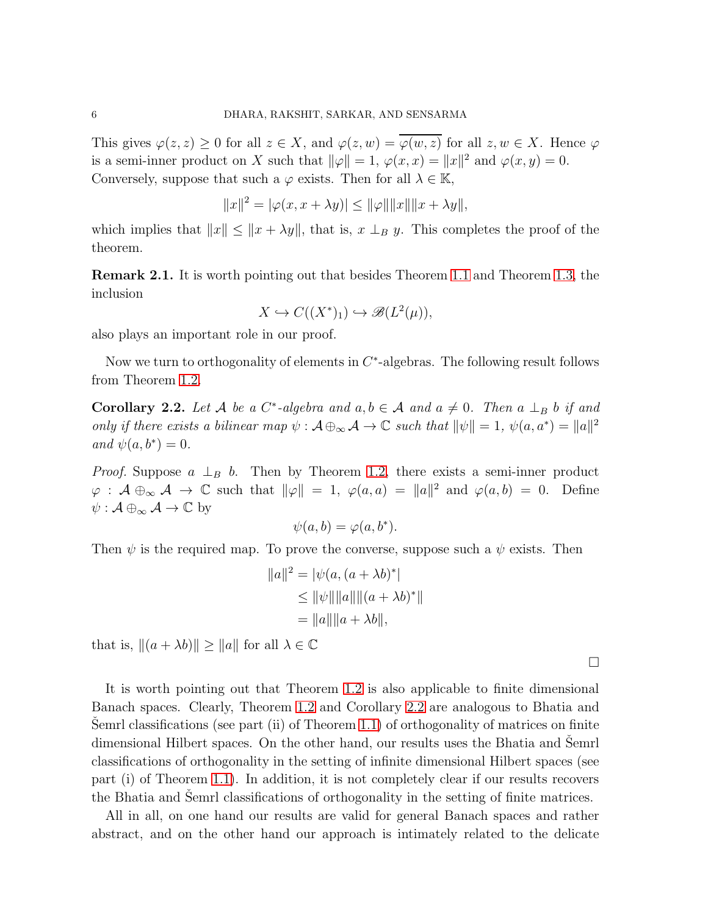This gives $\varphi(z,z) \geq 0$ for all $z \in X$, and $\varphi(z,w) = \overline{\varphi(w,z)}$ for all $z, w \in X$. Hence $\varphi$ is a semi-inner product on $X$ such that $\|\varphi\| = 1$, $\varphi(x,x) = \|x\|^2$ and $\varphi(x,y) = 0$. Conversely, suppose that such a $\varphi$ exists. Then for all $\lambda \in \mathbb{K}$,

$$\|x\|^2 = |\varphi(x, x + \lambda y)| \leq \|\varphi\| \|x\| \|x + \lambda y\|,$$

which implies that $\|x\| \leq \|x + \lambda y\|$, that is, $x \perp_B y$. This completes the proof of the theorem.

**Remark 2.1.** It is worth pointing out that besides Theorem 1.1 and Theorem 1.3, the inclusion

$$X \hookrightarrow C((X^*)_1) \hookrightarrow \mathscr{B}(L^2(\mu)),$$

also plays an important role in our proof.

Now we turn to orthogonality of elements in $C^*$-algebras. The following result follows from Theorem 1.2.

**Corollary 2.2.** *Let $\mathcal{A}$ be a $C^*$-algebra and $a, b \in \mathcal{A}$ and $a \neq 0$. Then $a \perp_B b$ if and only if there exists a bilinear map $\psi : \mathcal{A} \oplus_\infty \mathcal{A} \to \mathbb{C}$ such that $\|\psi\| = 1$, $\psi(a, a^*) = \|a\|^2$ and $\psi(a, b^*) = 0$.*

*Proof.* Suppose $a \perp_B b$. Then by Theorem 1.2, there exists a semi-inner product $\varphi : \mathcal{A} \oplus_\infty \mathcal{A} \to \mathbb{C}$ such that $\|\varphi\| = 1$, $\varphi(a,a) = \|a\|^2$ and $\varphi(a,b) = 0$. Define $\psi : \mathcal{A} \oplus_\infty \mathcal{A} \to \mathbb{C}$ by

$$\psi(a,b) = \varphi(a, b^*).$$

Then $\psi$ is the required map. To prove the converse, suppose such a $\psi$ exists. Then

$$\begin{aligned}
\|a\|^2 &= |\psi(a, (a + \lambda b)^*| \\
&\leq \|\psi\| \|a\| \|(a + \lambda b)^*\| \\
&= \|a\| \|a + \lambda b\|,
\end{aligned}$$

that is, $\|(a + \lambda b)\| \geq \|a\|$ for all $\lambda \in \mathbb{C}$

□

It is worth pointing out that Theorem 1.2 is also applicable to finite dimensional Banach spaces. Clearly, Theorem 1.2 and Corollary 2.2 are analogous to Bhatia and Šemrl classifications (see part (ii) of Theorem 1.1) of orthogonality of matrices on finite dimensional Hilbert spaces. On the other hand, our results uses the Bhatia and Šemrl classifications of orthogonality in the setting of infinite dimensional Hilbert spaces (see part (i) of Theorem 1.1). In addition, it is not completely clear if our results recovers the Bhatia and Šemrl classifications of orthogonality in the setting of finite matrices.

All in all, on one hand our results are valid for general Banach spaces and rather abstract, and on the other hand our approach is intimately related to the delicate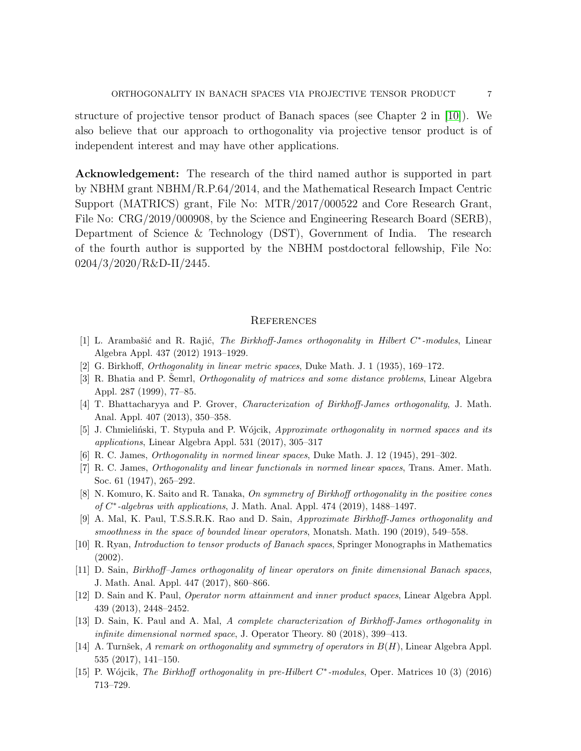structure of projective tensor product of Banach spaces (see Chapter 2 in [10]). We also believe that our approach to orthogonality via projective tensor product is of independent interest and may have other applications.

**Acknowledgement:** The research of the third named author is supported in part by NBHM grant NBHM/R.P.64/2014, and the Mathematical Research Impact Centric Support (MATRICS) grant, File No: MTR/2017/000522 and Core Research Grant, File No: CRG/2019/000908, by the Science and Engineering Research Board (SERB), Department of Science & Technology (DST), Government of India. The research of the fourth author is supported by the NBHM postdoctoral fellowship, File No: 0204/3/2020/R&D-II/2445.

## References

[1] L. Arambašić and R. Rajić, *The Birkhoff-James orthogonality in Hilbert $C^*$-modules*, Linear Algebra Appl. 437 (2012) 1913–1929.

[2] G. Birkhoff, *Orthogonality in linear metric spaces*, Duke Math. J. 1 (1935), 169–172.

[3] R. Bhatia and P. Šemrl, *Orthogonality of matrices and some distance problems*, Linear Algebra Appl. 287 (1999), 77–85.

[4] T. Bhattacharyya and P. Grover, *Characterization of Birkhoff-James orthogonality*, J. Math. Anal. Appl. 407 (2013), 350–358.

[5] J. Chmieliński, T. Stypuła and P. Wójcik, *Approximate orthogonality in normed spaces and its applications*, Linear Algebra Appl. 531 (2017), 305–317

[6] R. C. James, *Orthogonality in normed linear spaces*, Duke Math. J. 12 (1945), 291–302.

[7] R. C. James, *Orthogonality and linear functionals in normed linear spaces*, Trans. Amer. Math. Soc. 61 (1947), 265–292.

[8] N. Komuro, K. Saito and R. Tanaka, *On symmetry of Birkhoff orthogonality in the positive cones of $C^*$-algebras with applications*, J. Math. Anal. Appl. 474 (2019), 1488–1497.

[9] A. Mal, K. Paul, T.S.S.R.K. Rao and D. Sain, *Approximate Birkhoff-James orthogonality and smoothness in the space of bounded linear operators*, Monatsh. Math. 190 (2019), 549–558.

[10] R. Ryan, *Introduction to tensor products of Banach spaces*, Springer Monographs in Mathematics (2002).

[11] D. Sain, *Birkhoff–James orthogonality of linear operators on finite dimensional Banach spaces*, J. Math. Anal. Appl. 447 (2017), 860–866.

[12] D. Sain and K. Paul, *Operator norm attainment and inner product spaces*, Linear Algebra Appl. 439 (2013), 2448–2452.

[13] D. Sain, K. Paul and A. Mal, *A complete characterization of Birkhoff-James orthogonality in infinite dimensional normed space*, J. Operator Theory. 80 (2018), 399–413.

[14] A. Turnšek, *A remark on orthogonality and symmetry of operators in $B(H)$*, Linear Algebra Appl. 535 (2017), 141–150.

[15] P. Wójcik, *The Birkhoff orthogonality in pre-Hilbert $C^*$-modules*, Oper. Matrices 10 (3) (2016) 713–729.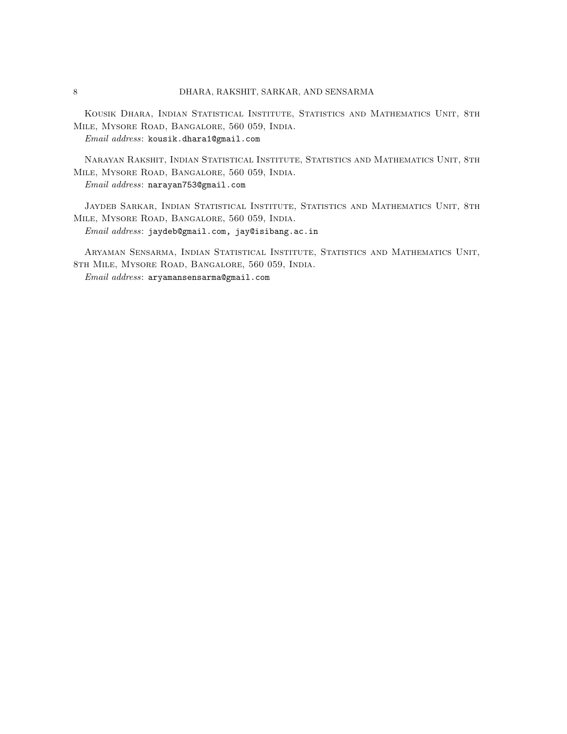Kousik Dhara, Indian Statistical Institute, Statistics and Mathematics Unit, 8th Mile, Mysore Road, Bangalore, 560 059, India.

*Email address*: kousik.dhara1@gmail.com

Narayan Rakshit, Indian Statistical Institute, Statistics and Mathematics Unit, 8th Mile, Mysore Road, Bangalore, 560 059, India.

*Email address*: narayan753@gmail.com

Jaydeb Sarkar, Indian Statistical Institute, Statistics and Mathematics Unit, 8th Mile, Mysore Road, Bangalore, 560 059, India.

*Email address*: jaydeb@gmail.com, jay@isibang.ac.in

Aryaman Sensarma, Indian Statistical Institute, Statistics and Mathematics Unit, 8th Mile, Mysore Road, Bangalore, 560 059, India.

*Email address*: aryamansensarma@gmail.com